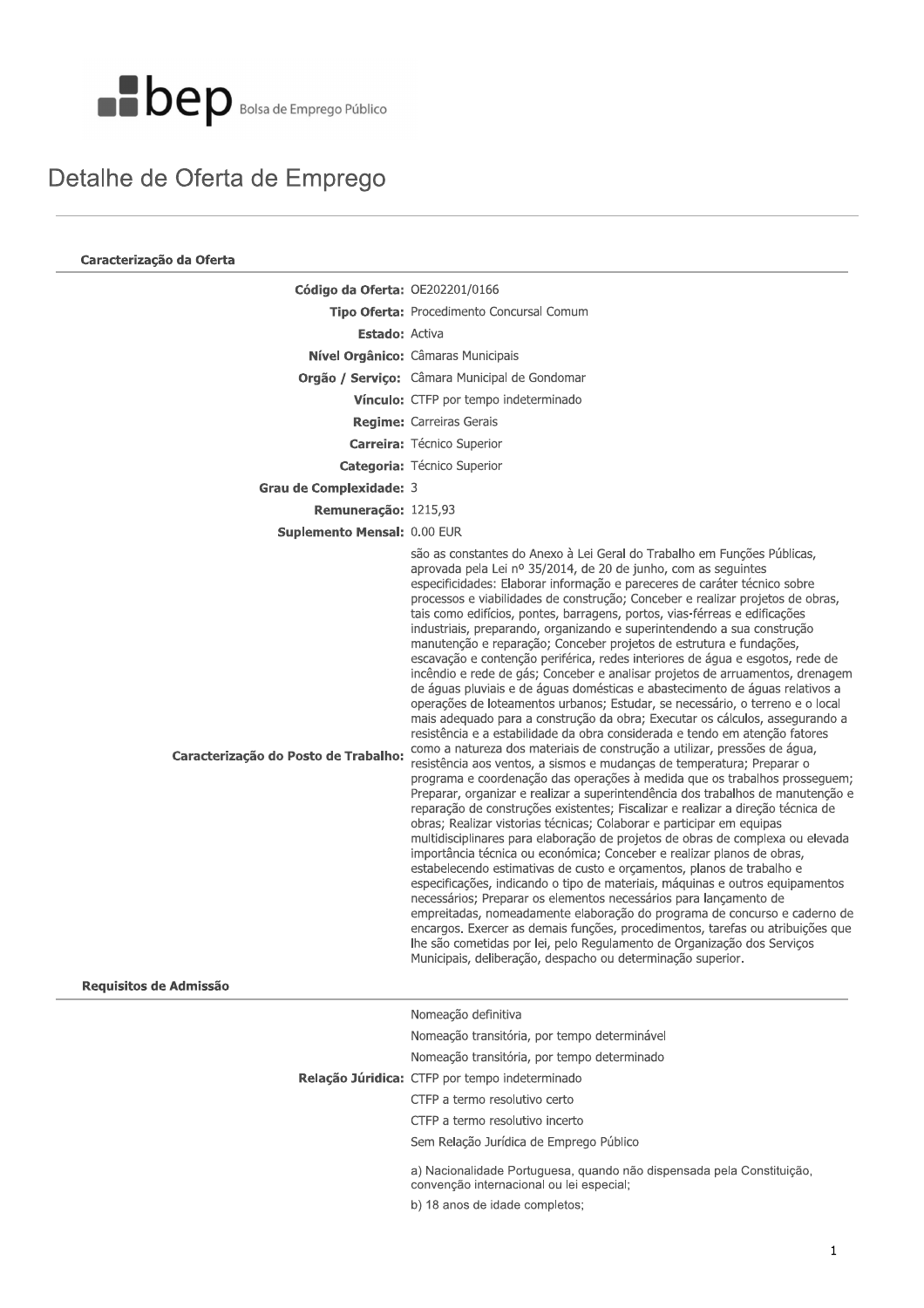bep Bolsa de Emprego Público

# Detalhe de Oferta de Emprego

## Caracterização da Oferta

**Código da Oferta:** OE202201/0166

**Tipo Oferta:** Procedimento Concursal Comum

**Estado:** Activa

**Nível Orgânico:** Câmaras Municipais

**Orgão / Serviço:** Câmara Municipal de Gondomar

**Vínculo:** CTFP por tempo indeterminado

**Regime:** Carreiras Gerais

**Carreira:** Técnico Superior

**Categoria:** Técnico Superior

**Grau de Complexidade:** 3

**Remuneração:** 1215,93

**Suplemento Mensal:** 0.00 EUR

**Caracterização do Posto de Trabalho:** são as constantes do Anexo à Lei Geral do Trabalho em Funções Públicas, aprovada pela Lei nº 35/2014, de 20 de junho, com as seguintes especificidades: Elaborar informação e pareceres de caráter técnico sobre processos e viabilidades de construção; Conceber e realizar projetos de obras, tais como edifícios, pontes, barragens, portos, vias-férreas e edificações industriais, preparando, organizando e superintendendo a sua construção manutenção e reparação; Conceber projetos de estrutura e fundações, escavação e contenção periférica, redes interiores de água e esgotos, rede de incêndio e rede de gás; Conceber e analisar projetos de arruamentos, drenagem de águas pluviais e de águas domésticas e abastecimento de águas relativos a operações de loteamentos urbanos; Estudar, se necessário, o terreno e o local mais adequado para a construção da obra; Executar os cálculos, assegurando a resistência e a estabilidade da obra considerada e tendo em atenção fatores como a natureza dos materiais de construção a utilizar, pressões de água, resistência aos ventos, a sismos e mudanças de temperatura; Preparar o programa e coordenação das operações à medida que os trabalhos prosseguem; Preparar, organizar e realizar a superintendência dos trabalhos de manutenção e reparação de construções existentes; Fiscalizar e realizar a direção técnica de obras; Realizar vistorias técnicas; Colaborar e participar em equipas multidisciplinares para elaboração de projetos de obras de complexa ou elevada importância técnica ou económica; Conceber e realizar planos de obras, estabelecendo estimativas de custo e orçamentos, planos de trabalho e especificações, indicando o tipo de materiais, máquinas e outros equipamentos necessários; Preparar os elementos necessários para lançamento de empreitadas, nomeadamente elaboração do programa de concurso e caderno de encargos. Exercer as demais funções, procedimentos, tarefas ou atribuições que lhe são cometidas por lei, pelo Regulamento de Organização dos Serviços Municipais, deliberação, despacho ou determinação superior.

## Requisitos de Admissão

**Relação Júridica:**

- Nomeação definitiva
- Nomeação transitória, por tempo determinável
- Nomeação transitória, por tempo determinado
- CTFP por tempo indeterminado
- CTFP a termo resolutivo certo
- CTFP a termo resolutivo incerto
- Sem Relação Jurídica de Emprego Público

a) Nacionalidade Portuguesa, quando não dispensada pela Constituição, convenção internacional ou lei especial;

b) 18 anos de idade completos;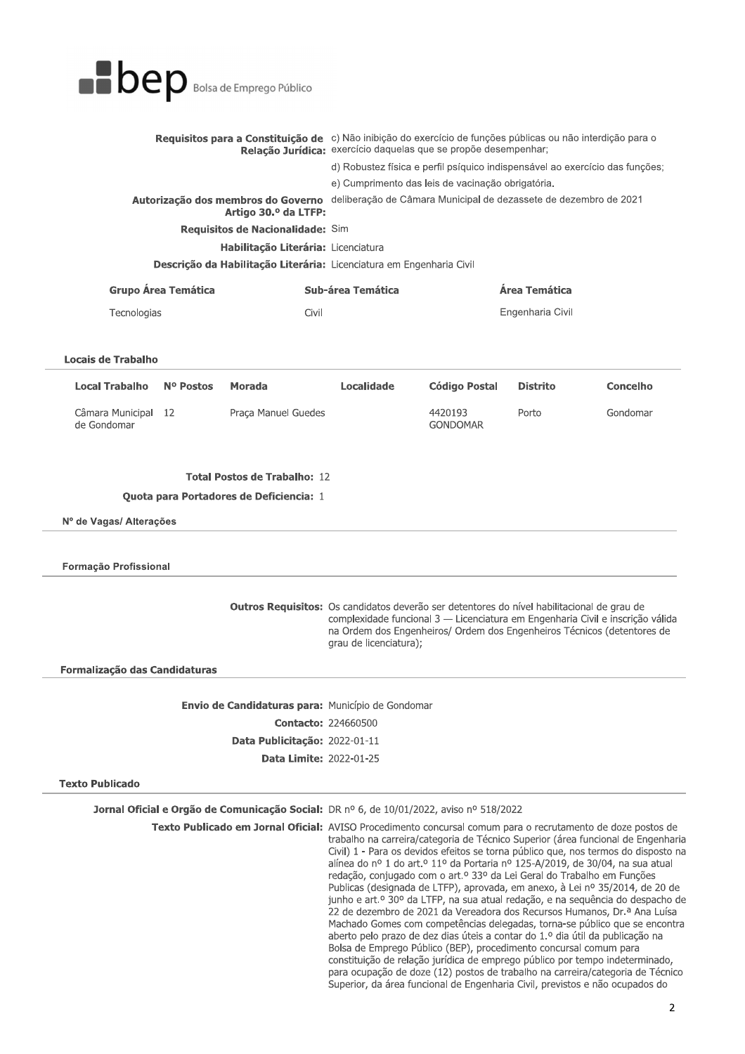**Requisitos para a Constituição de Relação Jurídica:** c) Não inibição do exercício de funções públicas ou não interdição para o exercício daquelas que se propõe desempenhar;

d) Robustez física e perfil psíquico indispensável ao exercício das funções;

e) Cumprimento das leis de vacinação obrigatória.

**Autorização dos membros do Governo Artigo 30.º da LTFP:** deliberação de Câmara Municipal de dezassete de dezembro de 2021

**Requisitos de Nacionalidade:** Sim

**Habilitação Literária:** Licenciatura

**Descrição da Habilitação Literária:** Licenciatura em Engenharia Civil

| Grupo Área Temática | Sub-área Temática | Área Temática |
|---|---|---|
| Tecnologias | Civil | Engenharia Civil |

### Locais de Trabalho

| Local Trabalho | Nº Postos | Morada | Localidade | Código Postal | Distrito | Concelho |
|---|---|---|---|---|---|---|
| Câmara Municipal de Gondomar | 12 | Praça Manuel Guedes | | 4420193 GONDOMAR | Porto | Gondomar |

**Total Postos de Trabalho:** 12

**Quota para Portadores de Deficiencia:** 1

### Nº de Vagas/ Alterações

### Formação Profissional

**Outros Requisitos:** Os candidatos deverão ser detentores do nível habilitacional de grau de complexidade funcional 3 — Licenciatura em Engenharia Civil e inscrição válida na Ordem dos Engenheiros/ Ordem dos Engenheiros Técnicos (detentores de grau de licenciatura);

### Formalização das Candidaturas

**Envio de Candidaturas para:** Município de Gondomar

**Contacto:** 224660500

**Data Publicitação:** 2022-01-11

**Data Limite:** 2022-01-25

### Texto Publicado

**Jornal Oficial e Orgão de Comunicação Social:** DR nº 6, de 10/01/2022, aviso nº 518/2022

**Texto Publicado em Jornal Oficial:** AVISO Procedimento concursal comum para o recrutamento de doze postos de trabalho na carreira/categoria de Técnico Superior (área funcional de Engenharia Civil) 1 - Para os devidos efeitos se torna público que, nos termos do disposto na alínea do nº 1 do art.º 11º da Portaria nº 125-A/2019, de 30/04, na sua atual redação, conjugado com o art.º 33º da Lei Geral do Trabalho em Funções Publicas (designada de LTFP), aprovada, em anexo, à Lei nº 35/2014, de 20 de junho e art.º 30º da LTFP, na sua atual redação, e na sequência do despacho de 22 de dezembro de 2021 da Vereadora dos Recursos Humanos, Dr.ª Ana Luísa Machado Gomes com competências delegadas, torna-se público que se encontra aberto pelo prazo de dez dias úteis a contar do 1.º dia útil da publicação na Bolsa de Emprego Público (BEP), procedimento concursal comum para constituição de relação jurídica de emprego público por tempo indeterminado, para ocupação de doze (12) postos de trabalho na carreira/categoria de Técnico Superior, da área funcional de Engenharia Civil, previstos e não ocupados do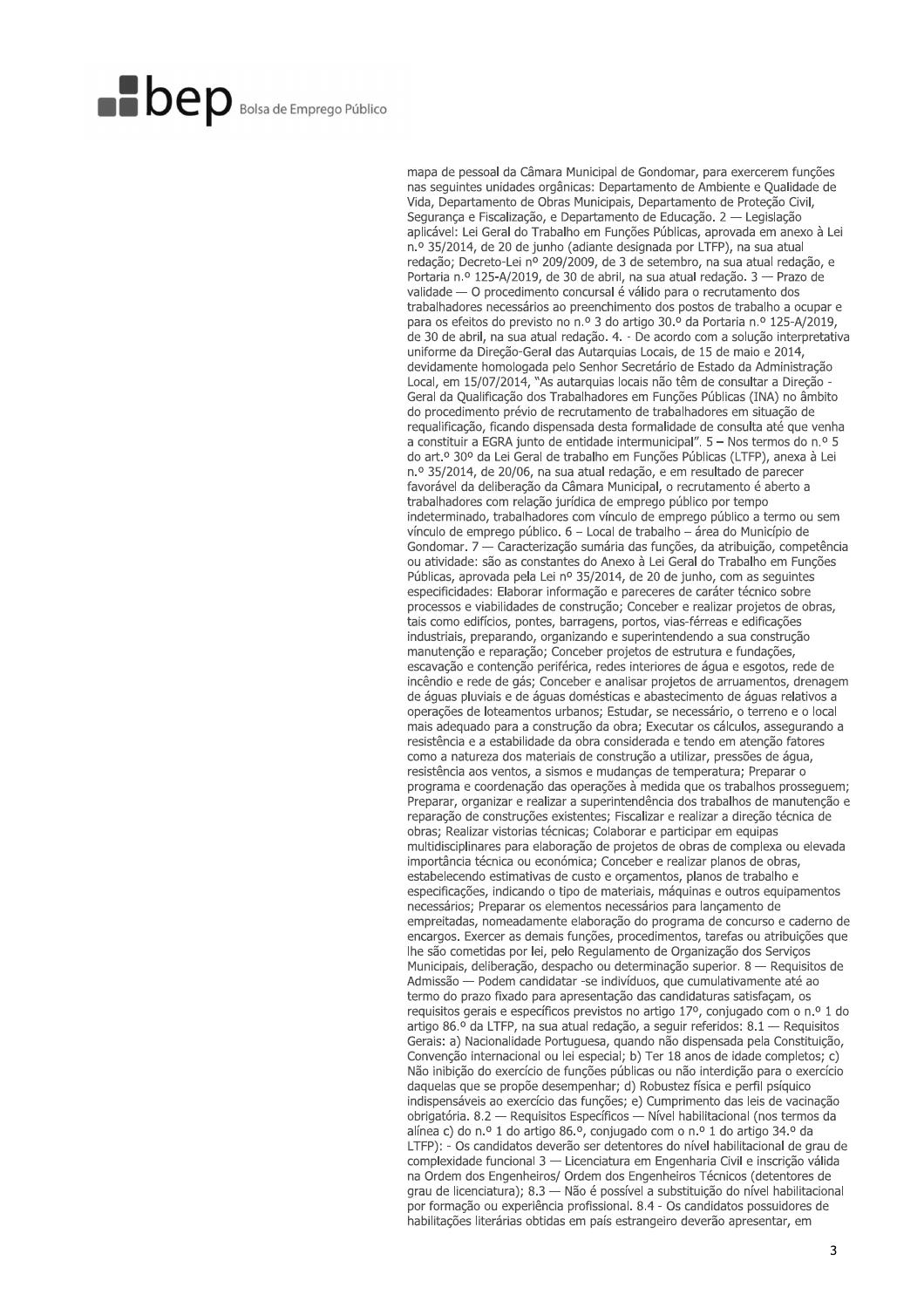mapa de pessoal da Câmara Municipal de Gondomar, para exercerem funções nas seguintes unidades orgânicas: Departamento de Ambiente e Qualidade de Vida, Departamento de Obras Municipais, Departamento de Proteção Civil, Segurança e Fiscalização, e Departamento de Educação. 2 — Legislação aplicável: Lei Geral do Trabalho em Funções Públicas, aprovada em anexo à Lei n.º 35/2014, de 20 de junho (adiante designada por LTFP), na sua atual redação; Decreto-Lei nº 209/2009, de 3 de setembro, na sua atual redação, e Portaria n.º 125-A/2019, de 30 de abril, na sua atual redação. 3 — Prazo de validade — O procedimento concursal é válido para o recrutamento dos trabalhadores necessários ao preenchimento dos postos de trabalho a ocupar e para os efeitos do previsto no n.º 3 do artigo 30.º da Portaria n.º 125-A/2019, de 30 de abril, na sua atual redação. 4. - De acordo com a solução interpretativa uniforme da Direção-Geral das Autarquias Locais, de 15 de maio e 2014, devidamente homologada pelo Senhor Secretário de Estado da Administração Local, em 15/07/2014, "As autarquias locais não têm de consultar a Direção - Geral da Qualificação dos Trabalhadores em Funções Públicas (INA) no âmbito do procedimento prévio de recrutamento de trabalhadores em situação de requalificação, ficando dispensada desta formalidade de consulta até que venha a constituir a EGRA junto de entidade intermunicipal". 5 – Nos termos do n.º 5 do art.º 30º da Lei Geral de trabalho em Funções Públicas (LTFP), anexa à Lei n.º 35/2014, de 20/06, na sua atual redação, e em resultado de parecer favorável da deliberação da Câmara Municipal, o recrutamento é aberto a trabalhadores com relação jurídica de emprego público por tempo indeterminado, trabalhadores com vínculo de emprego público a termo ou sem vínculo de emprego público. 6 – Local de trabalho – área do Município de Gondomar. 7 — Caracterização sumária das funções, da atribuição, competência ou atividade: são as constantes do Anexo à Lei Geral do Trabalho em Funções Públicas, aprovada pela Lei nº 35/2014, de 20 de junho, com as seguintes especificidades: Elaborar informação e pareceres de caráter técnico sobre processos e viabilidades de construção; Conceber e realizar projetos de obras, tais como edifícios, pontes, barragens, portos, vias-férreas e edificações industriais, preparando, organizando e superintendendo a sua construção manutenção e reparação; Conceber projetos de estrutura e fundações, escavação e contenção periférica, redes interiores de água e esgotos, rede de incêndio e rede de gás; Conceber e analisar projetos de arruamentos, drenagem de águas pluviais e de águas domésticas e abastecimento de águas relativos a operações de loteamentos urbanos; Estudar, se necessário, o terreno e o local mais adequado para a construção da obra; Executar os cálculos, assegurando a resistência e a estabilidade da obra considerada e tendo em atenção fatores como a natureza dos materiais de construção a utilizar, pressões de água, resistência aos ventos, a sismos e mudanças de temperatura; Preparar o programa e coordenação das operações à medida que os trabalhos prosseguem; Preparar, organizar e realizar a superintendência dos trabalhos de manutenção e reparação de construções existentes; Fiscalizar e realizar a direção técnica de obras; Realizar vistorias técnicas; Colaborar e participar em equipas multidisciplinares para elaboração de projetos de obras de complexa ou elevada importância técnica ou económica; Conceber e realizar planos de obras, estabelecendo estimativas de custo e orçamentos, planos de trabalho e especificações, indicando o tipo de materiais, máquinas e outros equipamentos necessários; Preparar os elementos necessários para lançamento de empreitadas, nomeadamente elaboração do programa de concurso e caderno de encargos. Exercer as demais funções, procedimentos, tarefas ou atribuições que lhe são cometidas por lei, pelo Regulamento de Organização dos Serviços Municipais, deliberação, despacho ou determinação superior. 8 — Requisitos de Admissão — Podem candidatar -se indivíduos, que cumulativamente até ao termo do prazo fixado para apresentação das candidaturas satisfaçam, os requisitos gerais e específicos previstos no artigo 17º, conjugado com o n.º 1 do artigo 86.º da LTFP, na sua atual redação, a seguir referidos: 8.1 — Requisitos Gerais: a) Nacionalidade Portuguesa, quando não dispensada pela Constituição, Convenção internacional ou lei especial; b) Ter 18 anos de idade completos; c) Não inibição do exercício de funções públicas ou não interdição para o exercício daquelas que se propõe desempenhar; d) Robustez física e perfil psíquico indispensáveis ao exercício das funções; e) Cumprimento das leis de vacinação obrigatória. 8.2 — Requisitos Específicos — Nível habilitacional (nos termos da alínea c) do n.º 1 do artigo 86.º, conjugado com o n.º 1 do artigo 34.º da LTFP): - Os candidatos deverão ser detentores do nível habilitacional de grau de complexidade funcional 3 — Licenciatura em Engenharia Civil e inscrição válida na Ordem dos Engenheiros/ Ordem dos Engenheiros Técnicos (detentores de grau de licenciatura); 8.3 — Não é possível a substituição do nível habilitacional por formação ou experiência profissional. 8.4 - Os candidatos possuidores de habilitações literárias obtidas em país estrangeiro deverão apresentar, em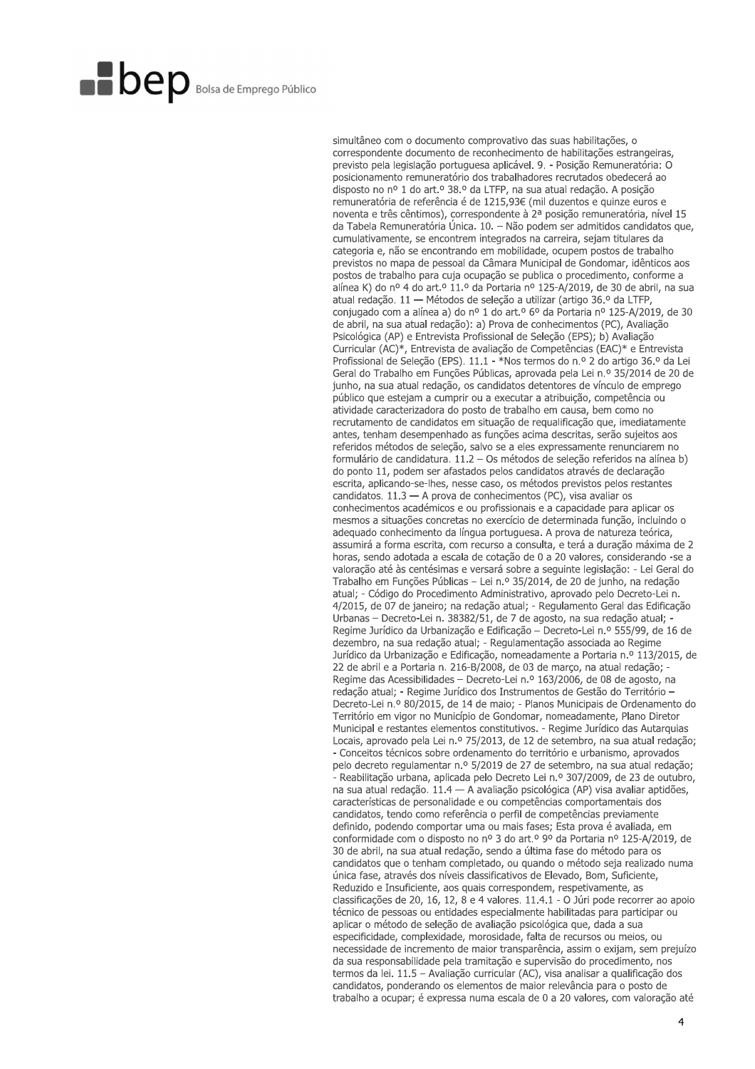simultâneo com o documento comprovativo das suas habilitações, o correspondente documento de reconhecimento de habilitações estrangeiras, previsto pela legislação portuguesa aplicável. 9. - Posição Remuneratória: O posicionamento remuneratório dos trabalhadores recrutados obedecerá ao disposto no nº 1 do art.º 38.º da LTFP, na sua atual redação. A posição remuneratória de referência é de 1215,93€ (mil duzentos e quinze euros e noventa e três cêntimos), correspondente à 2ª posição remuneratória, nível 15 da Tabela Remuneratória Única. 10. – Não podem ser admitidos candidatos que, cumulativamente, se encontrem integrados na carreira, sejam titulares da categoria e, não se encontrando em mobilidade, ocupem postos de trabalho previstos no mapa de pessoal da Câmara Municipal de Gondomar, idênticos aos postos de trabalho para cuja ocupação se publica o procedimento, conforme a alínea K) do nº 4 do art.º 11.º da Portaria nº 125-A/2019, de 30 de abril, na sua atual redação. 11 — Métodos de seleção a utilizar (artigo 36.º da LTFP, conjugado com a alínea a) do nº 1 do art.º 6º da Portaria nº 125-A/2019, de 30 de abril, na sua atual redação): a) Prova de conhecimentos (PC), Avaliação Psicológica (AP) e Entrevista Profissional de Seleção (EPS); b) Avaliação Curricular (AC)*, Entrevista de avaliação de Competências (EAC)* e Entrevista Profissional de Seleção (EPS). 11.1 - *Nos termos do n.º 2 do artigo 36.º da Lei Geral do Trabalho em Funções Públicas, aprovada pela Lei n.º 35/2014 de 20 de junho, na sua atual redação, os candidatos detentores de vínculo de emprego público que estejam a cumprir ou a executar a atribuição, competência ou atividade caracterizadora do posto de trabalho em causa, bem como no recrutamento de candidatos em situação de requalificação que, imediatamente antes, tenham desempenhado as funções acima descritas, serão sujeitos aos referidos métodos de seleção, salvo se a eles expressamente renunciarem no formulário de candidatura. 11.2 – Os métodos de seleção referidos na alínea b) do ponto 11, podem ser afastados pelos candidatos através de declaração escrita, aplicando-se-lhes, nesse caso, os métodos previstos pelos restantes candidatos. 11.3 — A prova de conhecimentos (PC), visa avaliar os conhecimentos académicos e ou profissionais e a capacidade para aplicar os mesmos a situações concretas no exercício de determinada função, incluindo o adequado conhecimento da língua portuguesa. A prova de natureza teórica, assumirá a forma escrita, com recurso a consulta, e terá a duração máxima de 2 horas, sendo adotada a escala de cotação de 0 a 20 valores, considerando -se a valoração até às centésimas e versará sobre a seguinte legislação: - Lei Geral do Trabalho em Funções Públicas – Lei n.º 35/2014, de 20 de junho, na redação atual; - Código do Procedimento Administrativo, aprovado pelo Decreto-Lei n. 4/2015, de 07 de janeiro; na redação atual; - Regulamento Geral das Edificação Urbanas – Decreto-Lei n. 38382/51, de 7 de agosto, na sua redação atual; - Regime Jurídico da Urbanização e Edificação – Decreto-Lei n.º 555/99, de 16 de dezembro, na sua redação atual; - Regulamentação associada ao Regime Jurídico da Urbanização e Edificação, nomeadamente a Portaria n.º 113/2015, de 22 de abril e a Portaria n. 216-B/2008, de 03 de março, na atual redação; - Regime das Acessibilidades – Decreto-Lei n.º 163/2006, de 08 de agosto, na redação atual; - Regime Jurídico dos Instrumentos de Gestão do Território – Decreto-Lei n.º 80/2015, de 14 de maio; - Planos Municipais de Ordenamento do Território em vigor no Município de Gondomar, nomeadamente, Plano Diretor Municipal e restantes elementos constitutivos. - Regime Jurídico das Autarquias Locais, aprovado pela Lei n.º 75/2013, de 12 de setembro, na sua atual redação; - Conceitos técnicos sobre ordenamento do território e urbanismo, aprovados pelo decreto regulamentar n.º 5/2019 de 27 de setembro, na sua atual redação; - Reabilitação urbana, aplicada pelo Decreto Lei n.º 307/2009, de 23 de outubro, na sua atual redação. 11.4 — A avaliação psicológica (AP) visa avaliar aptidões, características de personalidade e ou competências comportamentais dos candidatos, tendo como referência o perfil de competências previamente definido, podendo comportar uma ou mais fases; Esta prova é avaliada, em conformidade com o disposto no nº 3 do art.º 9º da Portaria nº 125-A/2019, de 30 de abril, na sua atual redação, sendo a última fase do método para os candidatos que o tenham completado, ou quando o método seja realizado numa única fase, através dos níveis classificativos de Elevado, Bom, Suficiente, Reduzido e Insuficiente, aos quais correspondem, respetivamente, as classificações de 20, 16, 12, 8 e 4 valores. 11.4.1 - O Júri pode recorrer ao apoio técnico de pessoas ou entidades especialmente habilitadas para participar ou aplicar o método de seleção de avaliação psicológica que, dada a sua especificidade, complexidade, morosidade, falta de recursos ou meios, ou necessidade de incremento de maior transparência, assim o exijam, sem prejuízo da sua responsabilidade pela tramitação e supervisão do procedimento, nos termos da lei. 11.5 – Avaliação curricular (AC), visa analisar a qualificação dos candidatos, ponderando os elementos de maior relevância para o posto de trabalho a ocupar; é expressa numa escala de 0 a 20 valores, com valoração até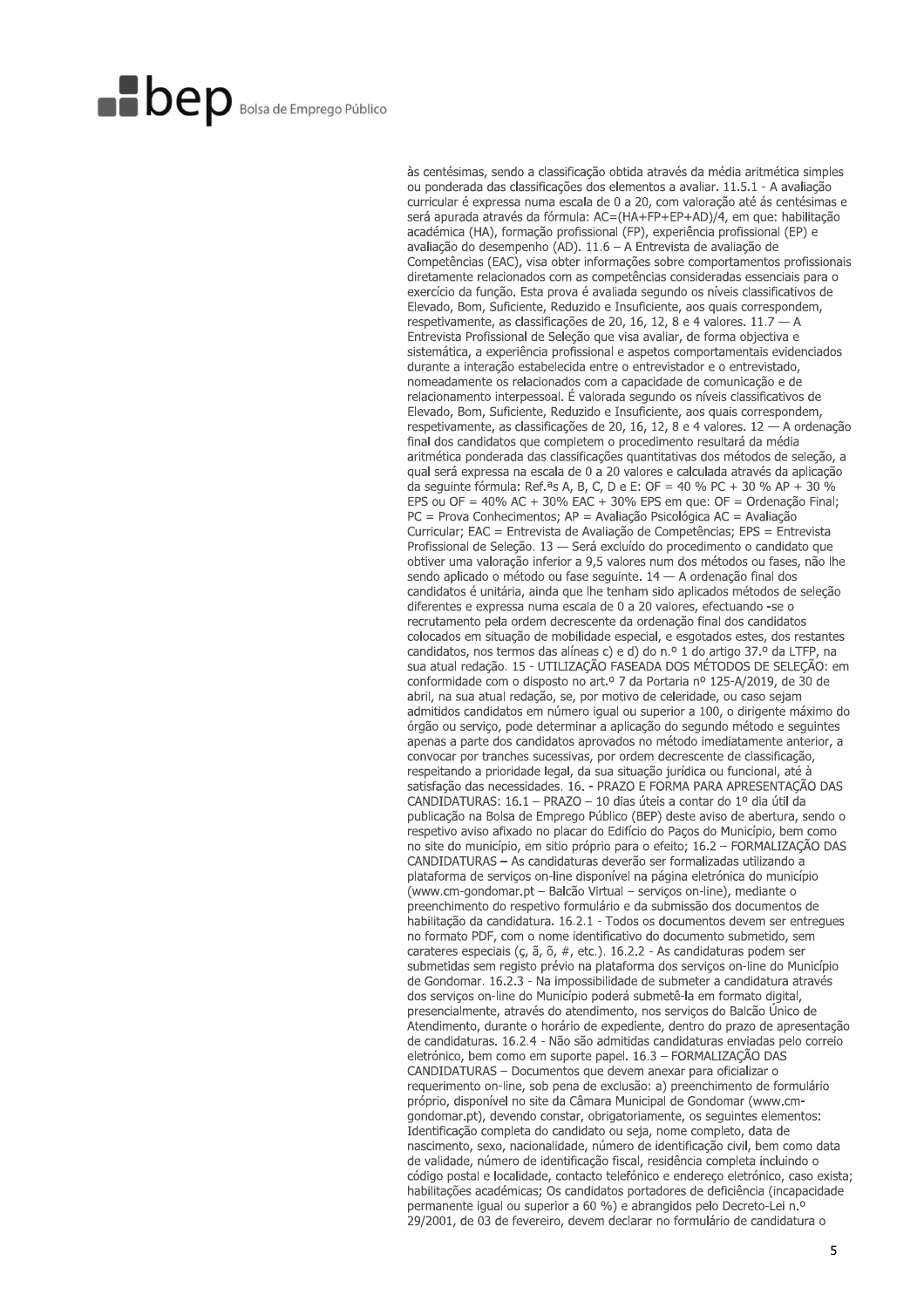às centésimas, sendo a classificação obtida através da média aritmética simples ou ponderada das classificações dos elementos a avaliar. 11.5.1 - A avaliação curricular é expressa numa escala de 0 a 20, com valoração até ás centésimas e será apurada através da fórmula: AC=(HA+FP+EP+AD)/4, em que: habilitação académica (HA), formação profissional (FP), experiência profissional (EP) e avaliação do desempenho (AD). 11.6 – A Entrevista de avaliação de Competências (EAC), visa obter informações sobre comportamentos profissionais diretamente relacionados com as competências consideradas essenciais para o exercício da função. Esta prova é avaliada segundo os níveis classificativos de Elevado, Bom, Suficiente, Reduzido e Insuficiente, aos quais correspondem, respetivamente, as classificações de 20, 16, 12, 8 e 4 valores. 11.7 — A Entrevista Profissional de Seleção que visa avaliar, de forma objectiva e sistemática, a experiência profissional e aspetos comportamentais evidenciados durante a interação estabelecida entre o entrevistador e o entrevistado, nomeadamente os relacionados com a capacidade de comunicação e de relacionamento interpessoal. É valorada segundo os níveis classificativos de Elevado, Bom, Suficiente, Reduzido e Insuficiente, aos quais correspondem, respetivamente, as classificações de 20, 16, 12, 8 e 4 valores. 12 — A ordenação final dos candidatos que completem o procedimento resultará da média aritmética ponderada das classificações quantitativas dos métodos de seleção, a qual será expressa na escala de 0 a 20 valores e calculada através da aplicação da seguinte fórmula: Ref.ªs A, B, C, D e E: OF = 40 % PC + 30 % AP + 30 % EPS ou OF = 40% AC + 30% EAC + 30% EPS em que: OF = Ordenação Final; PC = Prova Conhecimentos; AP = Avaliação Psicológica AC = Avaliação Curricular; EAC = Entrevista de Avaliação de Competências; EPS = Entrevista Profissional de Seleção. 13 — Será excluído do procedimento o candidato que obtiver uma valoração inferior a 9,5 valores num dos métodos ou fases, não lhe sendo aplicado o método ou fase seguinte. 14 — A ordenação final dos candidatos é unitária, ainda que lhe tenham sido aplicados métodos de seleção diferentes e expressa numa escala de 0 a 20 valores, efectuando -se o recrutamento pela ordem decrescente da ordenação final dos candidatos colocados em situação de mobilidade especial, e esgotados estes, dos restantes candidatos, nos termos das alíneas c) e d) do n.º 1 do artigo 37.º da LTFP, na sua atual redação. 15 - UTILIZAÇÃO FASEADA DOS MÉTODOS DE SELEÇÃO: em conformidade com o disposto no art.º 7 da Portaria nº 125-A/2019, de 30 de abril, na sua atual redação, se, por motivo de celeridade, ou caso sejam admitidos candidatos em número igual ou superior a 100, o dirigente máximo do órgão ou serviço, pode determinar a aplicação do segundo método e seguintes apenas a parte dos candidatos aprovados no método imediatamente anterior, a convocar por tranches sucessivas, por ordem decrescente de classificação, respeitando a prioridade legal, da sua situação jurídica ou funcional, até à satisfação das necessidades. 16. - PRAZO E FORMA PARA APRESENTAÇÃO DAS CANDIDATURAS: 16.1 – PRAZO – 10 dias úteis a contar do 1º dia útil da publicação na Bolsa de Emprego Público (BEP) deste aviso de abertura, sendo o respetivo aviso afixado no placar do Edifício do Paços do Município, bem como no site do município, em sitio próprio para o efeito; 16.2 – FORMALIZAÇÃO DAS CANDIDATURAS **–** As candidaturas deverão ser formalizadas utilizando a plataforma de serviços on-line disponível na página eletrónica do município (www.cm-gondomar.pt – Balcão Virtual – serviços on-line), mediante o preenchimento do respetivo formulário e da submissão dos documentos de habilitação da candidatura. 16.2.1 - Todos os documentos devem ser entregues no formato PDF, com o nome identificativo do documento submetido, sem carateres especiais (ç, ã, õ, #, etc.). 16.2.2 - As candidaturas podem ser submetidas sem registo prévio na plataforma dos serviços on-line do Município de Gondomar. 16.2.3 - Na impossibilidade de submeter a candidatura através dos serviços on-line do Município poderá submetê-la em formato digital, presencialmente, através do atendimento, nos serviços do Balcão Único de Atendimento, durante o horário de expediente, dentro do prazo de apresentação de candidaturas. 16.2.4 - Não são admitidas candidaturas enviadas pelo correio eletrónico, bem como em suporte papel. 16.3 – FORMALIZAÇÃO DAS CANDIDATURAS – Documentos que devem anexar para oficializar o requerimento on-line, sob pena de exclusão: a) preenchimento de formulário próprio, disponível no site da Câmara Municipal de Gondomar (www.cm-gondomar.pt), devendo constar, obrigatoriamente, os seguintes elementos: Identificação completa do candidato ou seja, nome completo, data de nascimento, sexo, nacionalidade, número de identificação civil, bem como data de validade, número de identificação fiscal, residência completa incluindo o código postal e localidade, contacto telefónico e endereço eletrónico, caso exista; habilitações académicas; Os candidatos portadores de deficiência (incapacidade permanente igual ou superior a 60 %) e abrangidos pelo Decreto-Lei n.º 29/2001, de 03 de fevereiro, devem declarar no formulário de candidatura o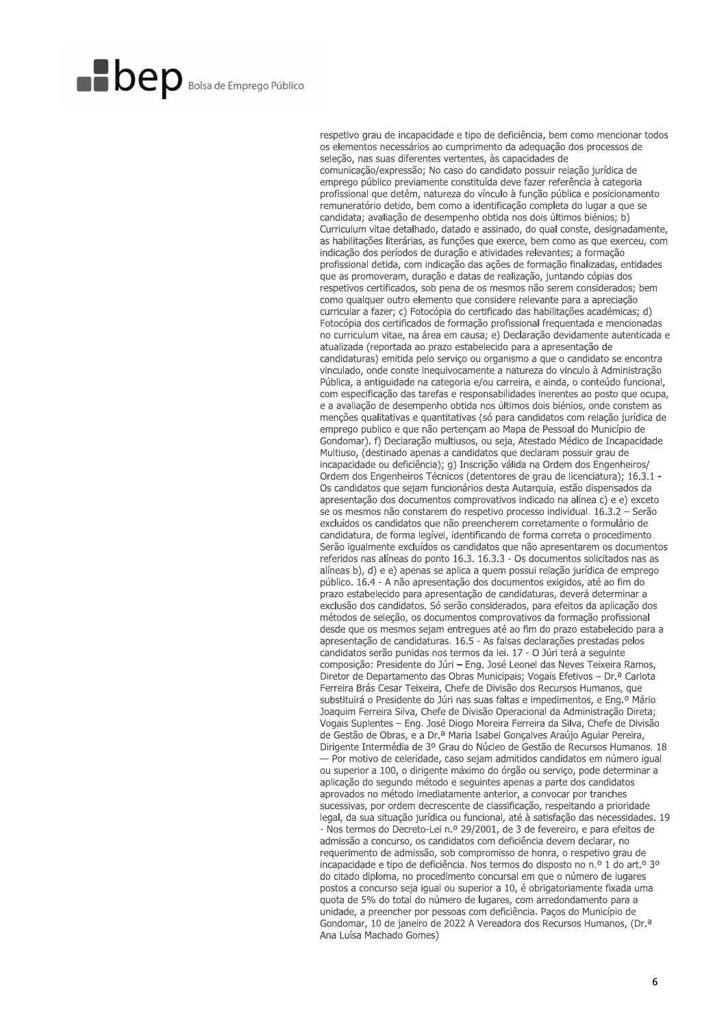respetivo grau de incapacidade e tipo de deficiência, bem como mencionar todos os elementos necessários ao cumprimento da adequação dos processos de seleção, nas suas diferentes vertentes, às capacidades de comunicação/expressão; No caso do candidato possuir relação jurídica de emprego público previamente constituída deve fazer referência à categoria profissional que detém, natureza do vínculo à função pública e posicionamento remuneratório detido, bem como a identificação completa do lugar a que se candidata; avaliação de desempenho obtida nos dois últimos biénios; b) Curriculum vitae detalhado, datado e assinado, do qual conste, designadamente, as habilitações literárias, as funções que exerce, bem como as que exerceu, com indicação dos períodos de duração e atividades relevantes; a formação profissional detida, com indicação das ações de formação finalizadas, entidades que as promoveram, duração e datas de realização, juntando cópias dos respetivos certificados, sob pena de os mesmos não serem considerados; bem como qualquer outro elemento que considere relevante para a apreciação curricular a fazer; c) Fotocópia do certificado das habilitações académicas; d) Fotocópia dos certificados de formação profissional frequentada e mencionadas no curriculum vitae, na área em causa; e) Declaração devidamente autenticada e atualizada (reportada ao prazo estabelecido para a apresentação de candidaturas) emitida pelo serviço ou organismo a que o candidato se encontra vinculado, onde conste inequivocamente a natureza do vinculo à Administração Pública, a antiguidade na categoria e/ou carreira, e ainda, o conteúdo funcional, com especificação das tarefas e responsabilidades inerentes ao posto que ocupa, e a avaliação de desempenho obtida nos últimos dois biénios, onde constem as menções qualitativas e quantitativas (só para candidatos com relação jurídica de emprego publico e que não pertençam ao Mapa de Pessoal do Município de Gondomar). f) Declaração multiusos, ou seja, Atestado Médico de Incapacidade Multiuso, (destinado apenas a candidatos que declaram possuir grau de incapacidade ou deficiência); g) Inscrição válida na Ordem dos Engenheiros/ Ordem dos Engenheiros Técnicos (detentores de grau de licenciatura); 16.3.1 - Os candidatos que sejam funcionários desta Autarquia, estão dispensados da apresentação dos documentos comprovativos indicado na alínea c) e e) exceto se os mesmos não constarem do respetivo processo individual. 16.3.2 – Serão excluídos os candidatos que não preencherem corretamente o formulário de candidatura, de forma legível, identificando de forma correta o procedimento. Serão igualmente excluídos os candidatos que não apresentarem os documentos referidos nas alíneas do ponto 16.3. 16.3.3 - Os documentos solicitados nas alíneas b), d) e e) apenas se aplica a quem possui relação jurídica de emprego público. 16.4 - A não apresentação dos documentos exigidos, até ao fim do prazo estabelecido para apresentação de candidaturas, deverá determinar a exclusão dos candidatos. Só serão considerados, para efeitos da aplicação dos métodos de seleção, os documentos comprovativos da formação profissional desde que os mesmos sejam entregues até ao fim do prazo estabelecido para a apresentação de candidaturas. 16.5 - As falsas declarações prestadas pelos candidatos serão punidas nos termos da lei. 17 - O Júri terá a seguinte composição: Presidente do Júri – Eng. José Leonel das Neves Teixeira Ramos, Diretor de Departamento das Obras Municipais; Vogais Efetivos – Dr.ª Carlota Ferreira Brás Cesar Teixeira, Chefe de Divisão dos Recursos Humanos, que substituirá o Presidente do Júri nas suas faltas e impedimentos, e Eng.º Mário Joaquim Ferreira Silva, Chefe de Divisão Operacional da Administração Direta; Vogais Suplentes – Eng. José Diogo Moreira Ferreira da Silva, Chefe de Divisão de Gestão de Obras, e a Dr.ª Maria Isabel Gonçalves Araújo Aguiar Pereira, Dirigente Intermédia de 3º Grau do Núcleo de Gestão de Recursos Humanos. 18 — Por motivo de celeridade, caso sejam admitidos candidatos em número igual ou superior a 100, o dirigente máximo do órgão ou serviço, pode determinar a aplicação do segundo método e seguintes apenas a parte dos candidatos aprovados no método imediatamente anterior, a convocar por tranches sucessivas, por ordem decrescente de classificação, respeitando a prioridade legal, da sua situação jurídica ou funcional, até à satisfação das necessidades. 19 - Nos termos do Decreto-Lei n.º 29/2001, de 3 de fevereiro, e para efeitos de admissão a concurso, os candidatos com deficiência devem declarar, no requerimento de admissão, sob compromisso de honra, o respetivo grau de incapacidade e tipo de deficiência. Nos termos do disposto no n.º 1 do art.º 3º do citado diploma, no procedimento concursal em que o número de lugares postos a concurso seja igual ou superior a 10, é obrigatoriamente fixada uma quota de 5% do total do número de lugares, com arredondamento para a unidade, a preencher por pessoas com deficiência. Paços do Município de Gondomar, 10 de janeiro de 2022 A Vereadora dos Recursos Humanos, (Dr.ª Ana Luísa Machado Gomes)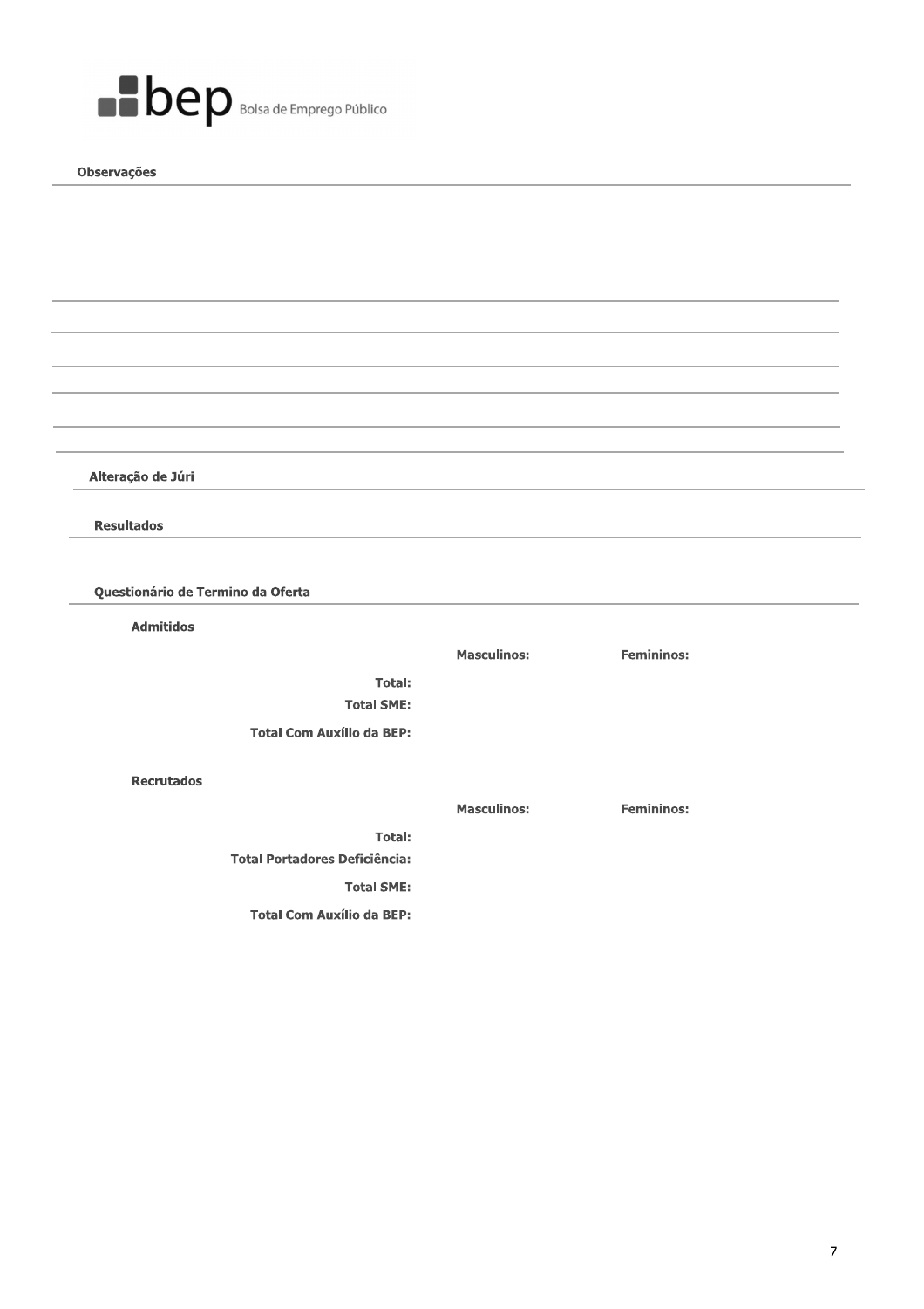### Observações

### Alteração de Júri

### Resultados

### Questionário de Termino da Oferta

#### Admitidos

| | Masculinos: | Femininos: |
|---|---|---|
| **Total:** | | |
| **Total SME:** | | |
| **Total Com Auxílio da BEP:** | | |

#### Recrutados

| | Masculinos: | Femininos: |
|---|---|---|
| **Total:** | | |
| **Total Portadores Deficiência:** | | |
| **Total SME:** | | |
| **Total Com Auxílio da BEP:** | | |